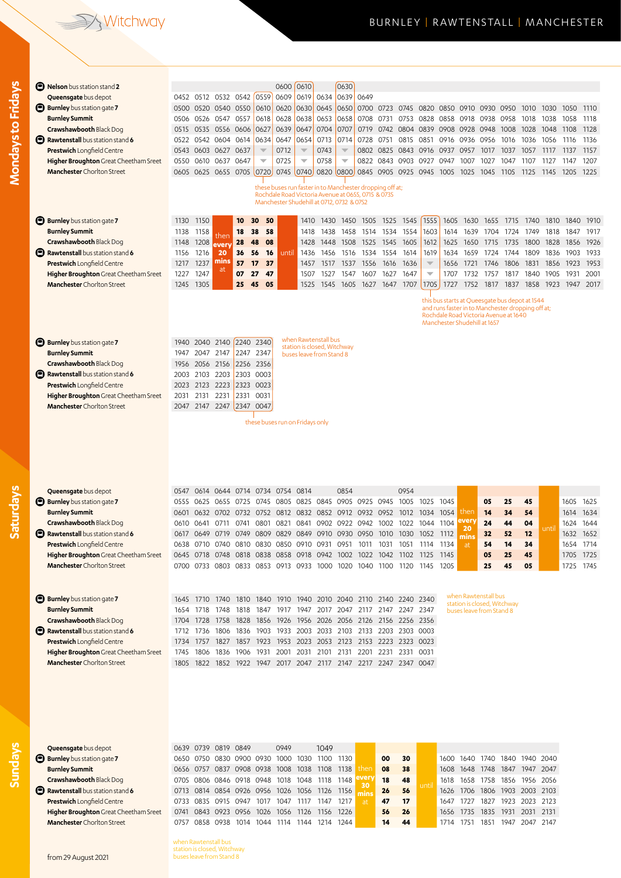# Witchway

## BURNLEY | RAWTENSTALL | MANCHESTER

## Mondays to Fridays

| | | | | | | | | | | | | | | | | | | | | | |
|---|---|---|---|---|---|---|---|---|---|---|---|---|---|---|---|---|---|---|---|---|---|
| **Nelson** bus station stand **2** | | | | | | 0600 | 0610 | | 0630 | | | | | | | | | | | | |
| **Queensgate** bus depot | 0452 | 0512 | 0532 | 0542 | 0559 | 0609 | 0619 | 0634 | 0639 | 0649 | | | | | | | | | | | |
| **Burnley** bus station gate **7** | 0500 | 0520 | 0540 | 0550 | 0610 | 0620 | 0630 | 0645 | 0650 | 0700 | 0723 | 0745 | 0820 | 0850 | 0910 | 0930 | 0950 | 1010 | 1030 | 1050 | 1110 |
| **Burnley Summit** | 0506 | 0526 | 0547 | 0557 | 0618 | 0628 | 0638 | 0653 | 0658 | 0708 | 0731 | 0753 | 0828 | 0858 | 0918 | 0938 | 0958 | 1018 | 1038 | 1058 | 1118 |
| **Crawshawbooth** Black Dog | 0515 | 0535 | 0556 | 0606 | 0627 | 0639 | 0647 | 0704 | 0707 | 0719 | 0742 | 0804 | 0839 | 0908 | 0928 | 0948 | 1008 | 1028 | 1048 | 1108 | 1128 |
| **Rawtenstall** bus station stand **6** | 0522 | 0542 | 0604 | 0614 | 0634 | 0647 | 0654 | 0713 | 0714 | 0728 | 0751 | 0815 | 0851 | 0916 | 0936 | 0956 | 1016 | 1036 | 1056 | 1116 | 1136 |
| **Prestwich** Longfield Centre | 0543 | 0603 | 0627 | 0637 | ▼ | 0712 | ▼ | 0743 | ▼ | 0802 | 0825 | 0843 | 0916 | 0937 | 0957 | 1017 | 1037 | 1057 | 1117 | 1137 | 1157 |
| **Higher Broughton** Great Cheetham Sreet | 0550 | 0610 | 0637 | 0647 | ▼ | 0725 | ▼ | 0758 | ▼ | 0822 | 0843 | 0903 | 0927 | 0947 | 1007 | 1027 | 1047 | 1107 | 1127 | 1147 | 1207 |
| **Manchester** Chorlton Street | 0605 | 0625 | 0655 | 0705 | 0720 | 0745 | 0740 | 0820 | 0800 | 0845 | 0905 | 0925 | 0945 | 1005 | 1025 | 1045 | 1105 | 1125 | 1145 | 1205 | 1225 |

these buses (0559/0610, 0610/0619, 0630/0639) run faster in to Manchester dropping off at; Rochdale Road Victoria Avenue at 0655, 0715 & 0735 Manchester Shudehill at 0712, 0732 & 0752

| | | | | | | | | | | | | | | | | | | | | | | | | |
|---|---|---|---|---|---|---|---|---|---|---|---|---|---|---|---|---|---|---|---|---|---|---|---|---|
| **Burnley** bus station gate **7** | 1130 | 1150 | then every 20 mins at | 10 | 30 | 50 | until | 1410 | 1430 | 1450 | 1505 | 1525 | 1545 | 1555 | 1605 | 1630 | 1655 | 1715 | 1740 | 1810 | 1840 | 1910 |
| **Burnley Summit** | 1138 | 1158 | | 18 | 38 | 58 | | 1418 | 1438 | 1458 | 1514 | 1534 | 1554 | 1603 | 1614 | 1639 | 1704 | 1724 | 1749 | 1818 | 1847 | 1917 |
| **Crawshawbooth** Black Dog | 1148 | 1208 | | 28 | 48 | 08 | | 1428 | 1448 | 1508 | 1525 | 1545 | 1605 | 1612 | 1625 | 1650 | 1715 | 1735 | 1800 | 1828 | 1856 | 1926 |
| **Rawtenstall** bus station stand **6** | 1156 | 1216 | | 36 | 56 | 16 | | 1436 | 1456 | 1516 | 1534 | 1554 | 1614 | 1619 | 1634 | 1659 | 1724 | 1744 | 1809 | 1836 | 1903 | 1933 |
| **Prestwich** Longfield Centre | 1217 | 1237 | | 57 | 17 | 37 | | 1457 | 1517 | 1537 | 1556 | 1616 | 1636 | ▼ | 1656 | 1721 | 1746 | 1806 | 1831 | 1856 | 1923 | 1953 |
| **Higher Broughton** Great Cheetham Sreet | 1227 | 1247 | | 07 | 27 | 47 | | 1507 | 1527 | 1547 | 1607 | 1627 | 1647 | ▼ | 1707 | 1732 | 1757 | 1817 | 1840 | 1905 | 1931 | 2001 |
| **Manchester** Chorlton Street | 1245 | 1305 | | 25 | 45 | 05 | | 1525 | 1545 | 1605 | 1627 | 1647 | 1707 | 1705 | 1727 | 1752 | 1817 | 1837 | 1858 | 1923 | 1947 | 2017 |

this bus (1555) starts at Queensgate bus depot at 1544 and runs faster in to Manchester dropping off at; Rochdale Road Victoria Avenue at 1640 Manchester Shudehill at 1657

| | | | | | |
|---|---|---|---|---|---|
| **Burnley** bus station gate **7** | 1940 | 2040 | 2140 | 2240 | 2340 |
| **Burnley Summit** | 1947 | 2047 | 2147 | 2247 | 2347 |
| **Crawshawbooth** Black Dog | 1956 | 2056 | 2156 | 2256 | 2356 |
| **Rawtenstall** bus station stand **6** | 2003 | 2103 | 2203 | 2303 | 0003 |
| **Prestwich** Longfield Centre | 2023 | 2123 | 2223 | 2323 | 0023 |
| **Higher Broughton** Great Cheetham Sreet | 2031 | 2131 | 2231 | 2331 | 0031 |
| **Manchester** Chorlton Street | 2047 | 2147 | 2247 | 2347 | 0047 |

these buses (2240, 2340) run on Fridays only

when Rawtenstall bus station is closed, Witchway buses leave from Stand 8

## Saturdays

| | | | | | | | | | | | | | | | | | | | | | | |
|---|---|---|---|---|---|---|---|---|---|---|---|---|---|---|---|---|---|---|---|---|---|---|
| **Queensgate** bus depot | 0547 | 0614 | 0644 | 0714 | 0734 | 0754 | 0814 | | 0854 | | | 0954 | | | | | | | | | | |
| **Burnley** bus station gate **7** | 0555 | 0625 | 0655 | 0725 | 0745 | 0805 | 0825 | 0845 | 0905 | 0925 | 0945 | 1005 | 1025 | 1045 | then every 20 mins at | 05 | 25 | 45 | until | 1605 | 1625 |
| **Burnley Summit** | 0601 | 0632 | 0702 | 0732 | 0752 | 0812 | 0832 | 0852 | 0912 | 0932 | 0952 | 1012 | 1034 | 1054 | | 14 | 34 | 54 | | 1614 | 1634 |
| **Crawshawbooth** Black Dog | 0610 | 0641 | 0711 | 0741 | 0801 | 0821 | 0841 | 0902 | 0922 | 0942 | 1002 | 1022 | 1044 | 1104 | | 24 | 44 | 04 | | 1624 | 1644 |
| **Rawtenstall** bus station stand **6** | 0617 | 0649 | 0719 | 0749 | 0809 | 0829 | 0849 | 0910 | 0930 | 0950 | 1010 | 1030 | 1052 | 1112 | | 32 | 52 | 12 | | 1632 | 1652 |
| **Prestwich** Longfield Centre | 0638 | 0710 | 0740 | 0810 | 0830 | 0850 | 0910 | 0931 | 0951 | 1011 | 1031 | 1051 | 1114 | 1134 | | 54 | 14 | 34 | | 1654 | 1714 |
| **Higher Broughton** Great Cheetham Sreet | 0645 | 0718 | 0748 | 0818 | 0838 | 0858 | 0918 | 0942 | 1002 | 1022 | 1042 | 1102 | 1125 | 1145 | | 05 | 25 | 45 | | 1705 | 1725 |
| **Manchester** Chorlton Street | 0700 | 0733 | 0803 | 0833 | 0853 | 0913 | 0933 | 1000 | 1020 | 1040 | 1100 | 1120 | 1145 | 1205 | | 25 | 45 | 05 | | 1725 | 1745 |

| | | | | | | | | | | | | | |
|---|---|---|---|---|---|---|---|---|---|---|---|---|---|
| **Burnley** bus station gate **7** | 1645 | 1710 | 1740 | 1810 | 1840 | 1910 | 1940 | 2010 | 2040 | 2110 | 2140 | 2240 | 2340 |
| **Burnley Summit** | 1654 | 1718 | 1748 | 1818 | 1847 | 1917 | 1947 | 2017 | 2047 | 2117 | 2147 | 2247 | 2347 |
| **Crawshawbooth** Black Dog | 1704 | 1728 | 1758 | 1828 | 1856 | 1926 | 1956 | 2026 | 2056 | 2126 | 2156 | 2256 | 2356 |
| **Rawtenstall** bus station stand **6** | 1712 | 1736 | 1806 | 1836 | 1903 | 1933 | 2003 | 2033 | 2103 | 2133 | 2203 | 2303 | 0003 |
| **Prestwich** Longfield Centre | 1734 | 1757 | 1827 | 1857 | 1923 | 1953 | 2023 | 2053 | 2123 | 2153 | 2223 | 2323 | 0023 |
| **Higher Broughton** Great Cheetham Sreet | 1745 | 1806 | 1836 | 1906 | 1931 | 2001 | 2031 | 2101 | 2131 | 2201 | 2231 | 2331 | 0031 |
| **Manchester** Chorlton Street | 1805 | 1822 | 1852 | 1922 | 1947 | 2017 | 2047 | 2117 | 2147 | 2217 | 2247 | 2347 | 0047 |

when Rawtenstall bus station is closed, Witchway buses leave from Stand 8

## Sundays

| | | | | | | | | | | | | | | | | | | |
|---|---|---|---|---|---|---|---|---|---|---|---|---|---|---|---|---|---|---|
| **Queensgate** bus depot | 0639 | 0739 | 0819 | 0849 | | 0949 | | 1049 | | | | | | | | | | |
| **Burnley** bus station gate **7** | 0650 | 0730 | 0830 | 0900 | 0930 | 1000 | 1030 | 1100 | 1130 | then every 30 mins at | 00 | 30 | until | 1600 | 1640 | 1740 | 1840 | 1940 | 2040 |
| **Burnley Summit** | 0656 | 0757 | 0837 | 0908 | 0938 | 1008 | 1038 | 1108 | 1138 | | 08 | 38 | | 1608 | 1648 | 1748 | 1847 | 1947 | 2047 |
| **Crawshawbooth** Black Dog | 0705 | 0806 | 0846 | 0918 | 0948 | 1018 | 1048 | 1118 | 1148 | | 18 | 48 | | 1618 | 1658 | 1758 | 1856 | 1956 | 2056 |
| **Rawtenstall** bus station stand **6** | 0713 | 0814 | 0854 | 0926 | 0956 | 1026 | 1056 | 1126 | 1156 | | 26 | 56 | | 1626 | 1706 | 1806 | 1903 | 2003 | 2103 |
| **Prestwich** Longfield Centre | 0733 | 0835 | 0915 | 0947 | 1017 | 1047 | 1117 | 1147 | 1217 | | 47 | 17 | | 1647 | 1727 | 1827 | 1923 | 2023 | 2123 |
| **Higher Broughton** Great Cheetham Sreet | 0741 | 0843 | 0923 | 0956 | 1026 | 1056 | 1126 | 1156 | 1226 | | 56 | 26 | | 1656 | 1735 | 1835 | 1931 | 2031 | 2131 |
| **Manchester** Chorlton Street | 0757 | 0858 | 0938 | 1014 | 1044 | 1114 | 1144 | 1214 | 1244 | | 14 | 44 | | 1714 | 1751 | 1851 | 1947 | 2047 | 2147 |

when Rawtenstall bus station is closed, Witchway buses leave from Stand 8

from 29 August 2021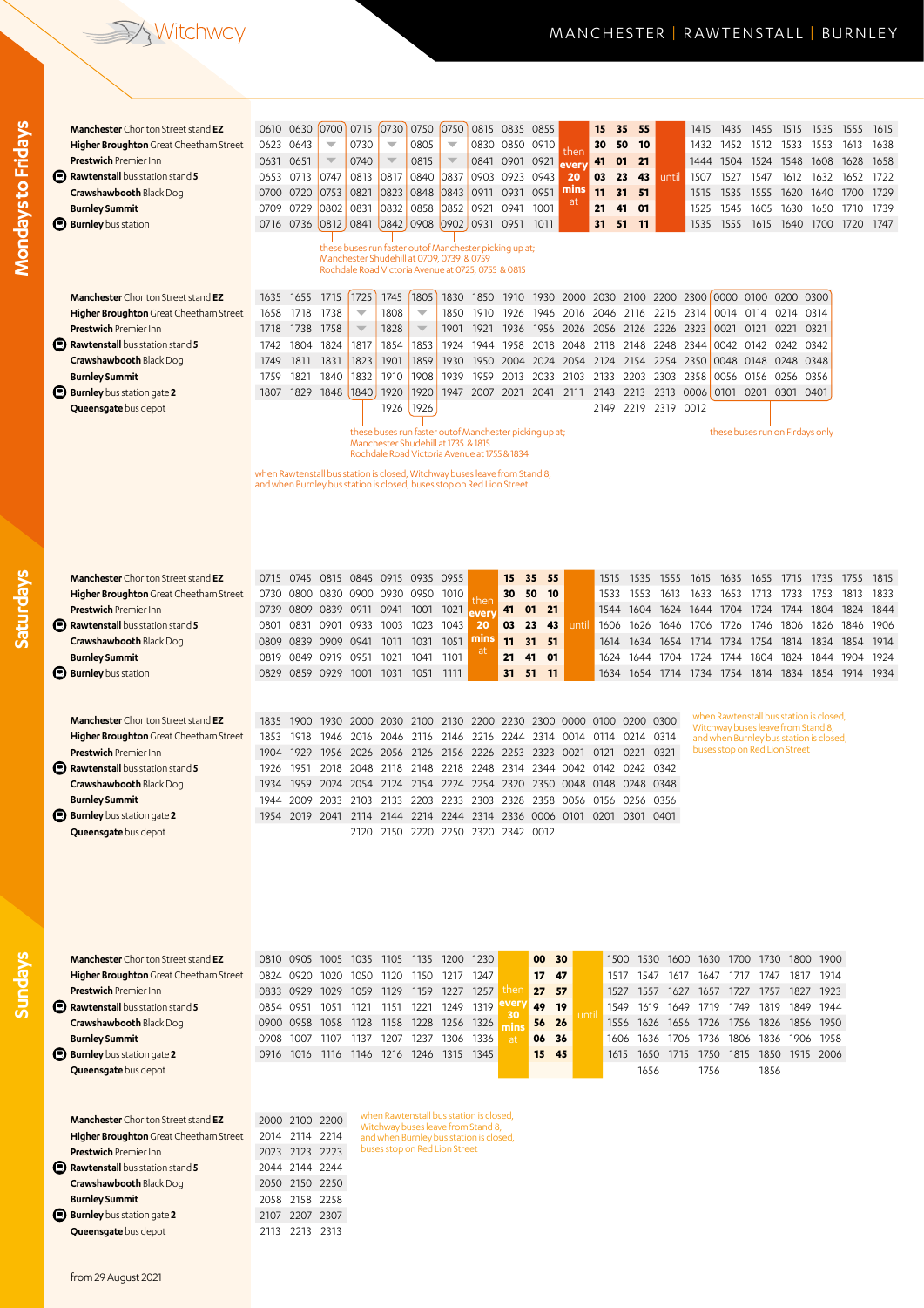# MANCHESTER | RAWTENSTALL | BURNLEY

## Mondays to Fridays

| | | | | | | | | | | | | | | | | | | | | | | | | | |
|---|---|---|---|---|---|---|---|---|---|---|---|---|---|---|---|---|---|---|---|---|---|---|---|---|---|
| Manchester Chorlton Street stand EZ | 0610 | 0630 | 0700 | 0715 | 0730 | 0750 | 0750 | 0815 | 0835 | 0855 | then every 20 mins at | 15 | 35 | 55 | until | 1415 | 1435 | 1455 | 1515 | 1535 | 1555 | 1615 |
| Higher Broughton Great Cheetham Street | 0623 | 0643 | ▼ | 0730 | ▼ | 0805 | ▼ | 0830 | 0850 | 0910 | | 30 | 50 | 10 | | 1432 | 1452 | 1512 | 1533 | 1553 | 1613 | 1638 |
| Prestwich Premier Inn | 0631 | 0651 | ▼ | 0740 | ▼ | 0815 | ▼ | 0841 | 0901 | 0921 | | 41 | 01 | 21 | | 1444 | 1504 | 1524 | 1548 | 1608 | 1628 | 1658 |
| Rawtenstall bus station stand 5 | 0653 | 0713 | 0747 | 0813 | 0817 | 0840 | 0837 | 0903 | 0923 | 0943 | | 03 | 23 | 43 | | 1507 | 1527 | 1547 | 1612 | 1632 | 1652 | 1722 |
| Crawshawbooth Black Dog | 0700 | 0720 | 0753 | 0821 | 0823 | 0848 | 0843 | 0911 | 0931 | 0951 | | 11 | 31 | 51 | | 1515 | 1535 | 1555 | 1620 | 1640 | 1700 | 1729 |
| Burnley Summit | 0709 | 0729 | 0802 | 0831 | 0832 | 0858 | 0852 | 0921 | 0941 | 1001 | | 21 | 41 | 01 | | 1525 | 1545 | 1605 | 1630 | 1650 | 1710 | 1739 |
| Burnley bus station | 0716 | 0736 | 0812 | 0841 | 0842 | 0908 | 0902 | 0931 | 0951 | 1011 | | 31 | 51 | 11 | | 1535 | 1555 | 1615 | 1640 | 1700 | 1720 | 1747 |

these buses run faster out of Manchester picking up at; Manchester Shudehill at 0709, 0739 & 0759 Rochdale Road Victoria Avenue at 0725, 0755 & 0815

| | | | | | | | | | | | | | | | | | | | | | |
|---|---|---|---|---|---|---|---|---|---|---|---|---|---|---|---|---|---|---|---|---|---|
| Manchester Chorlton Street stand EZ | 1635 | 1655 | 1715 | 1725 | 1745 | 1805 | 1830 | 1850 | 1910 | 1930 | 2000 | 2030 | 2100 | 2200 | 2300 | 0000 | 0100 | 0200 | 0300 |
| Higher Broughton Great Cheetham Street | 1658 | 1718 | 1738 | ▼ | 1808 | ▼ | 1850 | 1910 | 1926 | 1946 | 2016 | 2046 | 2116 | 2216 | 2314 | 0014 | 0114 | 0214 | 0314 |
| Prestwich Premier Inn | 1718 | 1738 | 1758 | ▼ | 1828 | ▼ | 1901 | 1921 | 1936 | 1956 | 2026 | 2056 | 2126 | 2226 | 2323 | 0021 | 0121 | 0221 | 0321 |
| Rawtenstall bus station stand 5 | 1742 | 1804 | 1824 | 1817 | 1854 | 1853 | 1924 | 1944 | 1958 | 2018 | 2048 | 2118 | 2148 | 2248 | 2344 | 0042 | 0142 | 0242 | 0342 |
| Crawshawbooth Black Dog | 1749 | 1811 | 1831 | 1823 | 1901 | 1859 | 1930 | 1950 | 2004 | 2024 | 2054 | 2124 | 2154 | 2254 | 2350 | 0048 | 0148 | 0248 | 0348 |
| Burnley Summit | 1759 | 1821 | 1840 | 1832 | 1910 | 1908 | 1939 | 1959 | 2013 | 2033 | 2103 | 2133 | 2203 | 2303 | 2358 | 0056 | 0156 | 0256 | 0356 |
| Burnley bus station gate 2 | 1807 | 1829 | 1848 | 1840 | 1920 | 1920 | 1947 | 2007 | 2021 | 2041 | 2111 | 2143 | 2213 | 2313 | 0006 | 0101 | 0201 | 0301 | 0401 |
| Queensgate bus depot | | | | | 1926 | 1926 | | | | | | 2149 | 2219 | 2319 | 0012 | | | | |

these buses run faster out of Manchester picking up at; Manchester Shudehill at 1735 & 1815 Rochdale Road Victoria Avenue at 1755 & 1834

these buses run on Firdays only

when Rawtenstall bus station is closed, Witchway buses leave from Stand 8, and when Burnley bus station is closed, buses stop on Red Lion Street

## Saturdays

| | | | | | | | | | | | | | | | | | | | | | | |
|---|---|---|---|---|---|---|---|---|---|---|---|---|---|---|---|---|---|---|---|---|---|---|
| Manchester Chorlton Street stand EZ | 0715 | 0745 | 0815 | 0845 | 0915 | 0935 | 0955 | then every 20 mins at | 15 | 35 | 55 | until | 1515 | 1535 | 1555 | 1615 | 1635 | 1655 | 1715 | 1735 | 1755 | 1815 |
| Higher Broughton Great Cheetham Street | 0730 | 0800 | 0830 | 0900 | 0930 | 0950 | 1010 | | 30 | 50 | 10 | | 1533 | 1553 | 1613 | 1633 | 1653 | 1713 | 1733 | 1753 | 1813 | 1833 |
| Prestwich Premier Inn | 0739 | 0809 | 0839 | 0909 | 0941 | 1001 | 1021 | | 41 | 01 | 21 | | 1544 | 1604 | 1624 | 1644 | 1704 | 1724 | 1744 | 1804 | 1824 | 1844 |
| Rawtenstall bus station stand 5 | 0801 | 0831 | 0901 | 0933 | 1003 | 1023 | 1043 | | 03 | 23 | 43 | | 1606 | 1626 | 1646 | 1706 | 1726 | 1746 | 1806 | 1826 | 1846 | 1906 |
| Crawshawbooth Black Dog | 0809 | 0839 | 0909 | 0941 | 1011 | 1031 | 1051 | | 11 | 31 | 51 | | 1614 | 1634 | 1654 | 1714 | 1734 | 1754 | 1814 | 1834 | 1854 | 1914 |
| Burnley Summit | 0819 | 0849 | 0919 | 0951 | 1021 | 1041 | 1101 | | 21 | 41 | 01 | | 1624 | 1644 | 1704 | 1724 | 1744 | 1804 | 1824 | 1844 | 1904 | 1924 |
| Burnley bus station | 0829 | 0859 | 0929 | 1001 | 1031 | 1051 | 1111 | | 31 | 51 | 11 | | 1634 | 1654 | 1714 | 1734 | 1754 | 1814 | 1834 | 1854 | 1914 | 1934 |

| | | | | | | | | | | | | | | |
|---|---|---|---|---|---|---|---|---|---|---|---|---|---|---|
| Manchester Chorlton Street stand EZ | 1835 | 1900 | 1930 | 2000 | 2030 | 2100 | 2130 | 2200 | 2230 | 2300 | 0000 | 0100 | 0200 | 0300 |
| Higher Broughton Great Cheetham Street | 1853 | 1918 | 1946 | 2016 | 2046 | 2116 | 2146 | 2216 | 2244 | 2314 | 0014 | 0114 | 0214 | 0314 |
| Prestwich Premier Inn | 1904 | 1929 | 1956 | 2026 | 2056 | 2126 | 2156 | 2226 | 2253 | 2323 | 0021 | 0121 | 0221 | 0321 |
| Rawtenstall bus station stand 5 | 1926 | 1951 | 2018 | 2048 | 2118 | 2148 | 2218 | 2248 | 2314 | 2344 | 0042 | 0142 | 0242 | 0342 |
| Crawshawbooth Black Dog | 1934 | 1959 | 2024 | 2054 | 2124 | 2154 | 2224 | 2254 | 2320 | 2350 | 0048 | 0148 | 0248 | 0348 |
| Burnley Summit | 1944 | 2009 | 2033 | 2103 | 2133 | 2203 | 2233 | 2303 | 2328 | 2358 | 0056 | 0156 | 0256 | 0356 |
| Burnley bus station gate 2 | 1954 | 2019 | 2041 | 2114 | 2144 | 2214 | 2244 | 2314 | 2336 | 0006 | 0101 | 0201 | 0301 | 0401 |
| Queensgate bus depot | | | | 2120 | 2150 | 2220 | 2250 | 2320 | 2342 | 0012 | | | | |

when Rawtenstall bus station is closed, Witchway buses leave from Stand 8, and when Burnley bus station is closed, buses stop on Red Lion Street

## Sundays

| | | | | | | | | | | | | | | | | | | | | | |
|---|---|---|---|---|---|---|---|---|---|---|---|---|---|---|---|---|---|---|---|---|---|
| Manchester Chorlton Street stand EZ | 0810 | 0905 | 1005 | 1035 | 1105 | 1135 | 1200 | 1230 | then every 30 mins at | 00 | 30 | until | 1500 | 1530 | 1600 | 1630 | 1700 | 1730 | 1800 | 1900 |
| Higher Broughton Great Cheetham Street | 0824 | 0920 | 1020 | 1050 | 1120 | 1150 | 1217 | 1247 | | 17 | 47 | | 1517 | 1547 | 1617 | 1647 | 1717 | 1747 | 1817 | 1914 |
| Prestwich Premier Inn | 0833 | 0929 | 1029 | 1059 | 1129 | 1159 | 1227 | 1257 | | 27 | 57 | | 1527 | 1557 | 1627 | 1657 | 1727 | 1757 | 1827 | 1923 |
| Rawtenstall bus station stand 5 | 0854 | 0951 | 1051 | 1121 | 1151 | 1221 | 1249 | 1319 | | 49 | 19 | | 1549 | 1619 | 1649 | 1719 | 1749 | 1819 | 1849 | 1944 |
| Crawshawbooth Black Dog | 0900 | 0958 | 1058 | 1128 | 1158 | 1228 | 1256 | 1326 | | 56 | 26 | | 1556 | 1626 | 1656 | 1726 | 1756 | 1826 | 1856 | 1950 |
| Burnley Summit | 0908 | 1007 | 1107 | 1137 | 1207 | 1237 | 1306 | 1336 | | 06 | 36 | | 1606 | 1636 | 1706 | 1736 | 1806 | 1836 | 1906 | 1958 |
| Burnley bus station gate 2 | 0916 | 1016 | 1116 | 1146 | 1216 | 1246 | 1315 | 1345 | | 15 | 45 | | 1615 | 1650 | 1715 | 1750 | 1815 | 1850 | 1915 | 2006 |
| Queensgate bus depot | | | | | | | | | | | | | | 1656 | | 1756 | | 1856 | | |

| | | | |
|---|---|---|---|
| Manchester Chorlton Street stand EZ | 2000 | 2100 | 2200 |
| Higher Broughton Great Cheetham Street | 2014 | 2114 | 2214 |
| Prestwich Premier Inn | 2023 | 2123 | 2223 |
| Rawtenstall bus station stand 5 | 2044 | 2144 | 2244 |
| Crawshawbooth Black Dog | 2050 | 2150 | 2250 |
| Burnley Summit | 2058 | 2158 | 2258 |
| Burnley bus station gate 2 | 2107 | 2207 | 2307 |
| Queensgate bus depot | 2113 | 2213 | 2313 |

when Rawtenstall bus station is closed, Witchway buses leave from Stand 8, and when Burnley bus station is closed, buses stop on Red Lion Street

from 29 August 2021